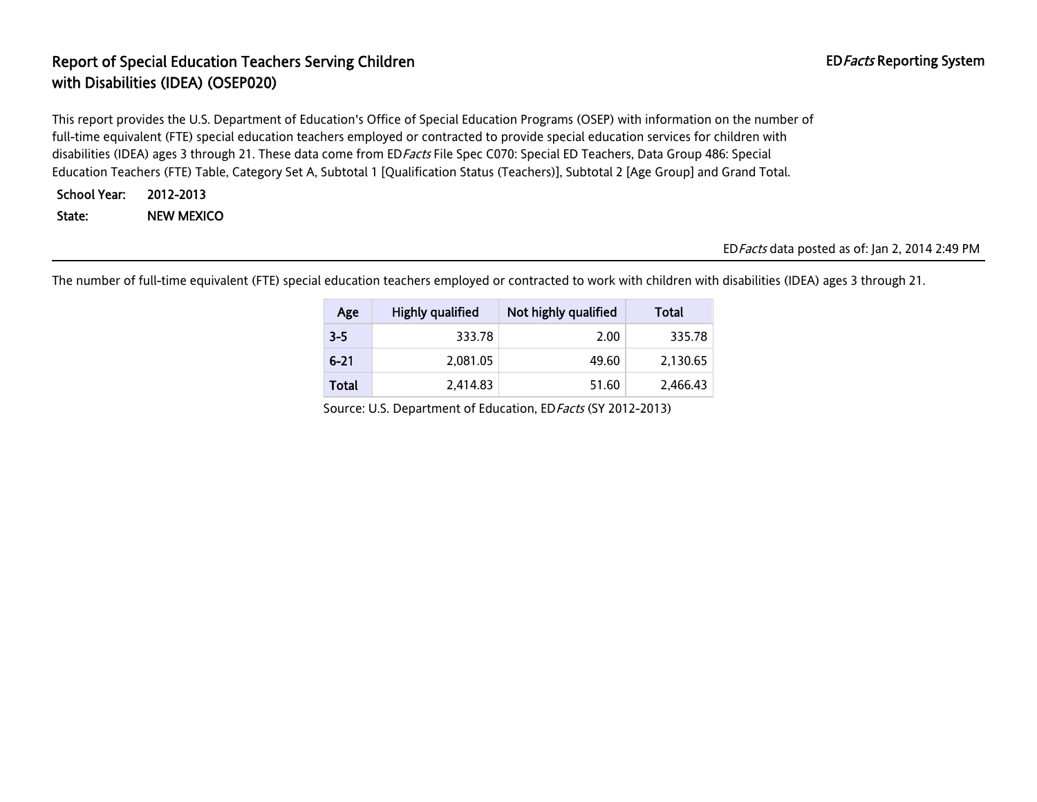# Report of Special Education Teachers Serving Children with Disabilities (IDEA) (OSEP020)

ED*Facts* Reporting System

This report provides the U.S. Department of Education's Office of Special Education Programs (OSEP) with information on the number of full-time equivalent (FTE) special education teachers employed or contracted to provide special education services for children with disabilities (IDEA) ages 3 through 21. These data come from ED*Facts* File Spec C070: Special ED Teachers, Data Group 486: Special Education Teachers (FTE) Table, Category Set A, Subtotal 1 [Qualification Status (Teachers)], Subtotal 2 [Age Group] and Grand Total.

**School Year:** 2012-2013

**State:** NEW MEXICO

ED*Facts* data posted as of: Jan 2, 2014 2:49 PM

The number of full-time equivalent (FTE) special education teachers employed or contracted to work with children with disabilities (IDEA) ages 3 through 21.

| Age | Highly qualified | Not highly qualified | Total |
|---|---|---|---|
| 3-5 | 333.78 | 2.00 | 335.78 |
| 6-21 | 2,081.05 | 49.60 | 2,130.65 |
| Total | 2,414.83 | 51.60 | 2,466.43 |

Source: U.S. Department of Education, ED*Facts* (SY 2012-2013)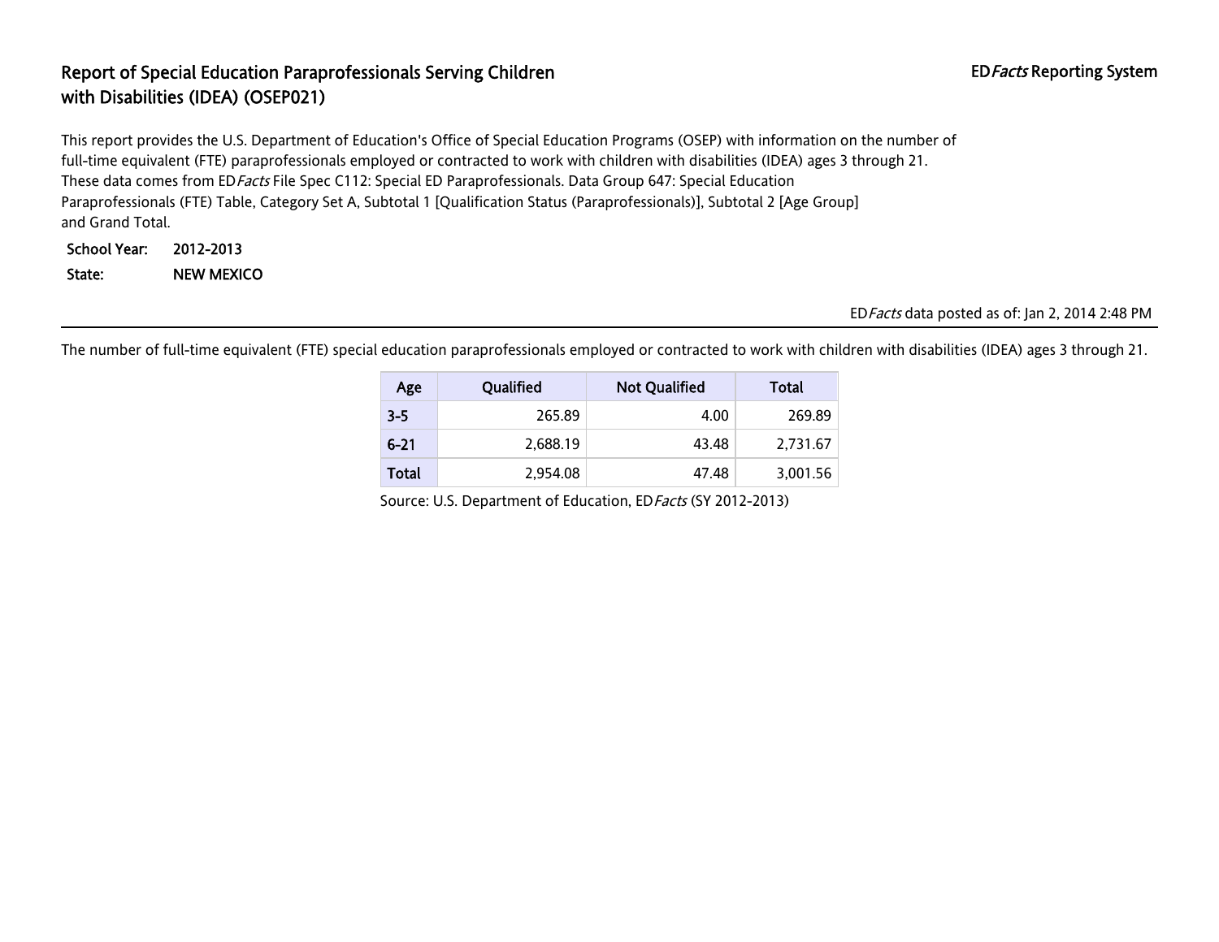# Report of Special Education Paraprofessionals Serving Children with Disabilities (IDEA) (OSEP021)

ED*Facts* Reporting System

This report provides the U.S. Department of Education's Office of Special Education Programs (OSEP) with information on the number of full-time equivalent (FTE) paraprofessionals employed or contracted to work with children with disabilities (IDEA) ages 3 through 21. These data comes from ED*Facts* File Spec C112: Special ED Paraprofessionals. Data Group 647: Special Education Paraprofessionals (FTE) Table, Category Set A, Subtotal 1 [Qualification Status (Paraprofessionals)], Subtotal 2 [Age Group] and Grand Total.

**School Year:** 2012-2013

**State:** NEW MEXICO

ED*Facts* data posted as of: Jan 2, 2014 2:48 PM

---

The number of full-time equivalent (FTE) special education paraprofessionals employed or contracted to work with children with disabilities (IDEA) ages 3 through 21.

| Age | Qualified | Not Qualified | Total |
|---|---|---|---|
| 3-5 | 265.89 | 4.00 | 269.89 |
| 6-21 | 2,688.19 | 43.48 | 2,731.67 |
| Total | 2,954.08 | 47.48 | 3,001.56 |

Source: U.S. Department of Education, ED*Facts* (SY 2012-2013)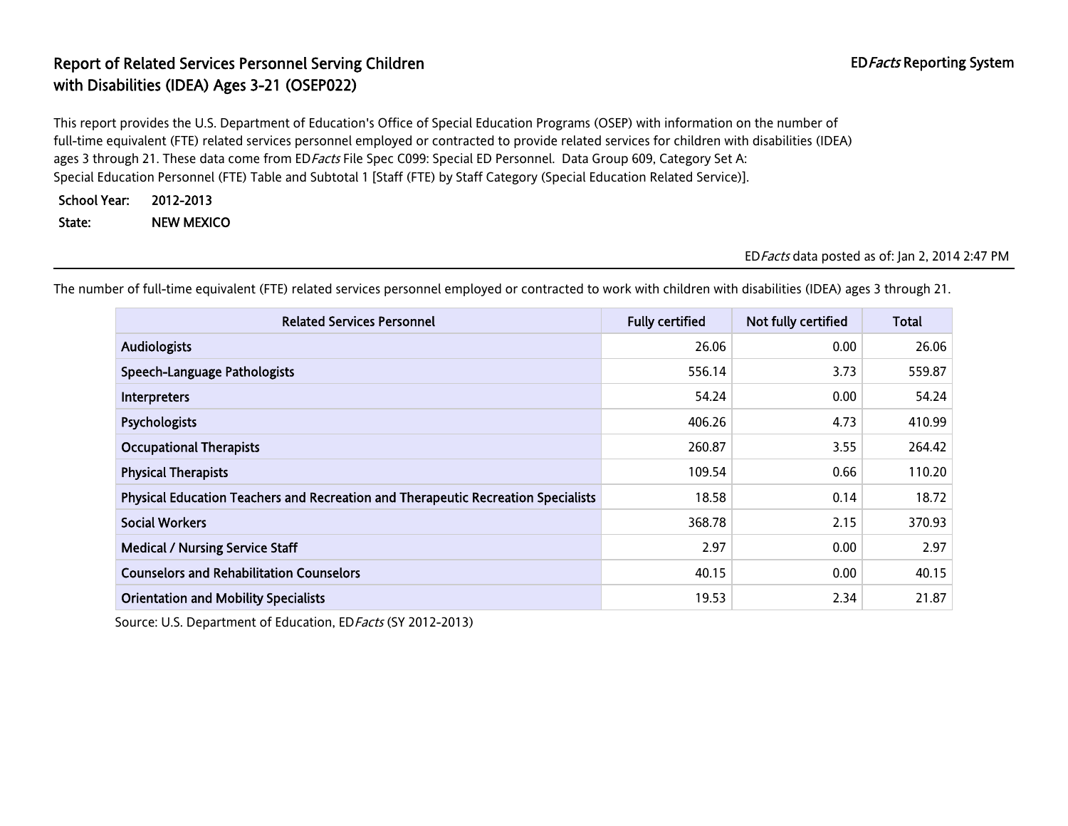# Report of Related Services Personnel Serving Children with Disabilities (IDEA) Ages 3-21 (OSEP022)

ED*Facts* Reporting System

This report provides the U.S. Department of Education's Office of Special Education Programs (OSEP) with information on the number of full-time equivalent (FTE) related services personnel employed or contracted to provide related services for children with disabilities (IDEA) ages 3 through 21. These data come from ED*Facts* File Spec C099: Special ED Personnel. Data Group 609, Category Set A: Special Education Personnel (FTE) Table and Subtotal 1 [Staff (FTE) by Staff Category (Special Education Related Service)].

**School Year:** 2012-2013

**State:** NEW MEXICO

ED*Facts* data posted as of: Jan 2, 2014 2:47 PM

The number of full-time equivalent (FTE) related services personnel employed or contracted to work with children with disabilities (IDEA) ages 3 through 21.

| Related Services Personnel | Fully certified | Not fully certified | Total |
|---|---|---|---|
| Audiologists | 26.06 | 0.00 | 26.06 |
| Speech-Language Pathologists | 556.14 | 3.73 | 559.87 |
| Interpreters | 54.24 | 0.00 | 54.24 |
| Psychologists | 406.26 | 4.73 | 410.99 |
| Occupational Therapists | 260.87 | 3.55 | 264.42 |
| Physical Therapists | 109.54 | 0.66 | 110.20 |
| Physical Education Teachers and Recreation and Therapeutic Recreation Specialists | 18.58 | 0.14 | 18.72 |
| Social Workers | 368.78 | 2.15 | 370.93 |
| Medical / Nursing Service Staff | 2.97 | 0.00 | 2.97 |
| Counselors and Rehabilitation Counselors | 40.15 | 0.00 | 40.15 |
| Orientation and Mobility Specialists | 19.53 | 2.34 | 21.87 |

Source: U.S. Department of Education, ED*Facts* (SY 2012-2013)